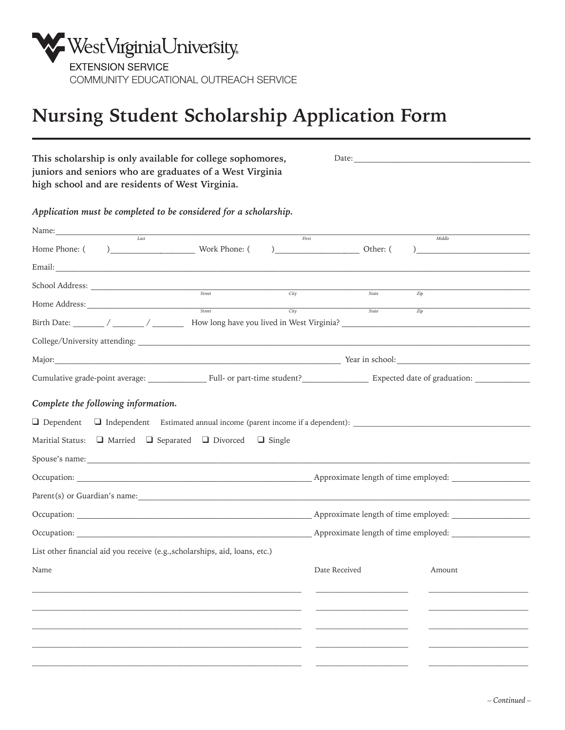West Virginia University
EXTENSION SERVICE
COMMUNITY EDUCATIONAL OUTREACH SERVICE

# Nursing Student Scholarship Application Form

**This scholarship is only available for college sophomores, juniors and seniors who are graduates of a West Virginia high school and are residents of West Virginia.**

Date: ________________________________________

***Application must be completed to be considered for a scholarship.***

Name: ____________________________________________________________________________________
Last First Middle

Home Phone: (     )____________________ Work Phone: (     )____________________ Other: (     )__________________________

Email: ____________________________________________________________________________________

School Address: ____________________________________________________________________________
Street City State Zip

Home Address: _____________________________________________________________________________
Street City State Zip

Birth Date: _______ / _______ / _______ How long have you lived in West Virginia? ______________________________________

College/University attending: _________________________________________________________________

Major: _____________________________________________________ Year in school: ___________________________

Cumulative grade-point average: _____________ Full- or part-time student? _______________ Expected date of graduation: _____________

***Complete the following information.***

❑ Dependent ❑ Independent Estimated annual income (parent income if a dependent): ______________________________________

Maritial Status: ❑ Married ❑ Separated ❑ Divorced ❑ Single

Spouse's name: _____________________________________________________________________________

Occupation: _________________________________________________ Approximate length of time employed: __________________

Parent(s) or Guardian's name: _________________________________________________________________

Occupation: _________________________________________________ Approximate length of time employed: __________________

Occupation: _________________________________________________ Approximate length of time employed: __________________

List other financial aid you receive (e.g.,scholarships, aid, loans, etc.)

| Name | Date Received | Amount |
|---|---|---|
| | | |
| | | |
| | | |
| | | |
| | | |

*– Continued –*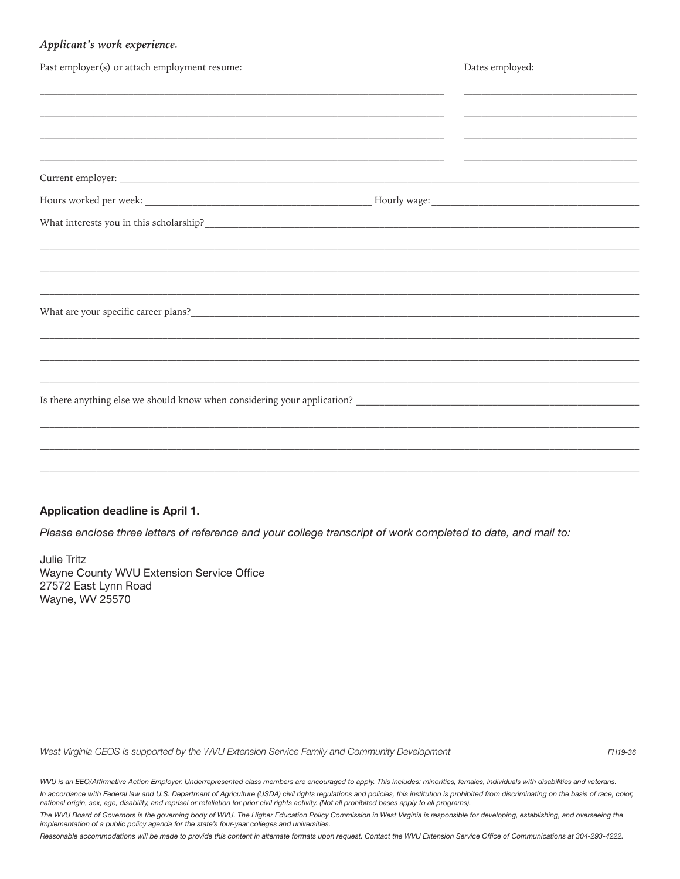*Applicant's work experience.*

Past employer(s) or attach employment resume: ______________________ Dates employed: ______________________

______________________________________________ ______________________

______________________________________________ ______________________

______________________________________________ ______________________

______________________________________________ ______________________

Current employer: ______________________________________________

Hours worked per week: ______________________ Hourly wage: ______________________

What interests you in this scholarship? ______________________________________________

______________________________________________

______________________________________________

______________________________________________

What are your specific career plans? ______________________________________________

______________________________________________

______________________________________________

______________________________________________

Is there anything else we should know when considering your application? ______________________

______________________________________________

______________________________________________

______________________________________________

**Application deadline is April 1.**

*Please enclose three letters of reference and your college transcript of work completed to date, and mail to:*

Julie Tritz
Wayne County WVU Extension Service Office
27572 East Lynn Road
Wayne, WV 25570

*West Virginia CEOS is supported by the WVU Extension Service Family and Community Development*

*FH19-36*

*WVU is an EEO/Affirmative Action Employer. Underrepresented class members are encouraged to apply. This includes: minorities, females, individuals with disabilities and veterans.*

*In accordance with Federal law and U.S. Department of Agriculture (USDA) civil rights regulations and policies, this institution is prohibited from discriminating on the basis of race, color, national origin, sex, age, disability, and reprisal or retaliation for prior civil rights activity. (Not all prohibited bases apply to all programs).*

*The WVU Board of Governors is the governing body of WVU. The Higher Education Policy Commission in West Virginia is responsible for developing, establishing, and overseeing the implementation of a public policy agenda for the state's four-year colleges and universities.*

*Reasonable accommodations will be made to provide this content in alternate formats upon request. Contact the WVU Extension Service Office of Communications at 304-293-4222.*